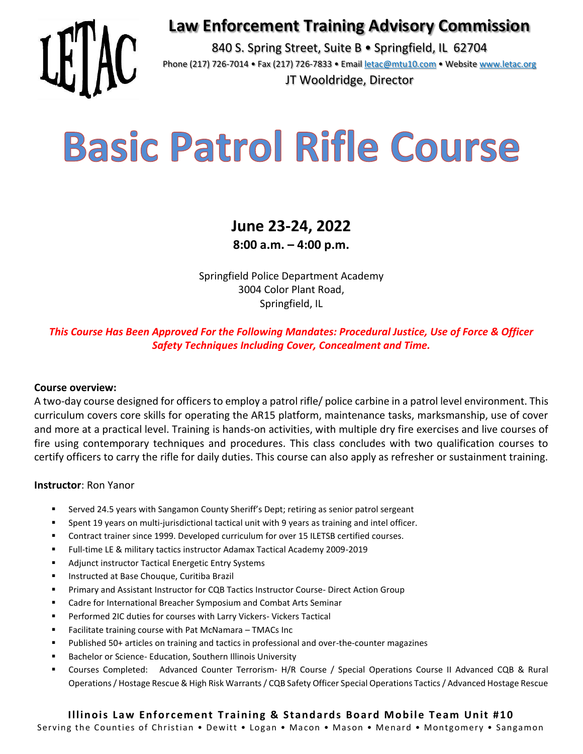LETAC

# Law Enforcement Training Advisory Commission

840 S. Spring Street, Suite B • Springfield, IL 62704

Phone (217) 726-7014 • Fax (217) 726-7833 • Email letac@mtu10.com • Website www.letac.org

JT Wooldridge, Director

# Basic Patrol Rifle Course

**June 23-24, 2022**

**8:00 a.m. – 4:00 p.m.**

Springfield Police Department Academy
3004 Color Plant Road,
Springfield, IL

***This Course Has Been Approved For the Following Mandates: Procedural Justice, Use of Force & Officer Safety Techniques Including Cover, Concealment and Time.***

**Course overview:**

A two-day course designed for officers to employ a patrol rifle/ police carbine in a patrol level environment. This curriculum covers core skills for operating the AR15 platform, maintenance tasks, marksmanship, use of cover and more at a practical level. Training is hands-on activities, with multiple dry fire exercises and live courses of fire using contemporary techniques and procedures. This class concludes with two qualification courses to certify officers to carry the rifle for daily duties. This course can also apply as refresher or sustainment training.

**Instructor**: Ron Yanor

- Served 24.5 years with Sangamon County Sheriff's Dept; retiring as senior patrol sergeant
- Spent 19 years on multi-jurisdictional tactical unit with 9 years as training and intel officer.
- Contract trainer since 1999. Developed curriculum for over 15 ILETSB certified courses.
- Full-time LE & military tactics instructor Adamax Tactical Academy 2009-2019
- Adjunct instructor Tactical Energetic Entry Systems
- Instructed at Base Chouque, Curitiba Brazil
- Primary and Assistant Instructor for CQB Tactics Instructor Course- Direct Action Group
- Cadre for International Breacher Symposium and Combat Arts Seminar
- Performed 2IC duties for courses with Larry Vickers- Vickers Tactical
- Facilitate training course with Pat McNamara – TMACs Inc
- Published 50+ articles on training and tactics in professional and over-the-counter magazines
- Bachelor or Science- Education, Southern Illinois University
- Courses Completed: Advanced Counter Terrorism- H/R Course / Special Operations Course II Advanced CQB & Rural Operations / Hostage Rescue & High Risk Warrants / CQB Safety Officer Special Operations Tactics / Advanced Hostage Rescue

**Illinois Law Enforcement Training & Standards Board Mobile Team Unit #10**

Serving the Counties of Christian • Dewitt • Logan • Macon • Mason • Menard • Montgomery • Sangamon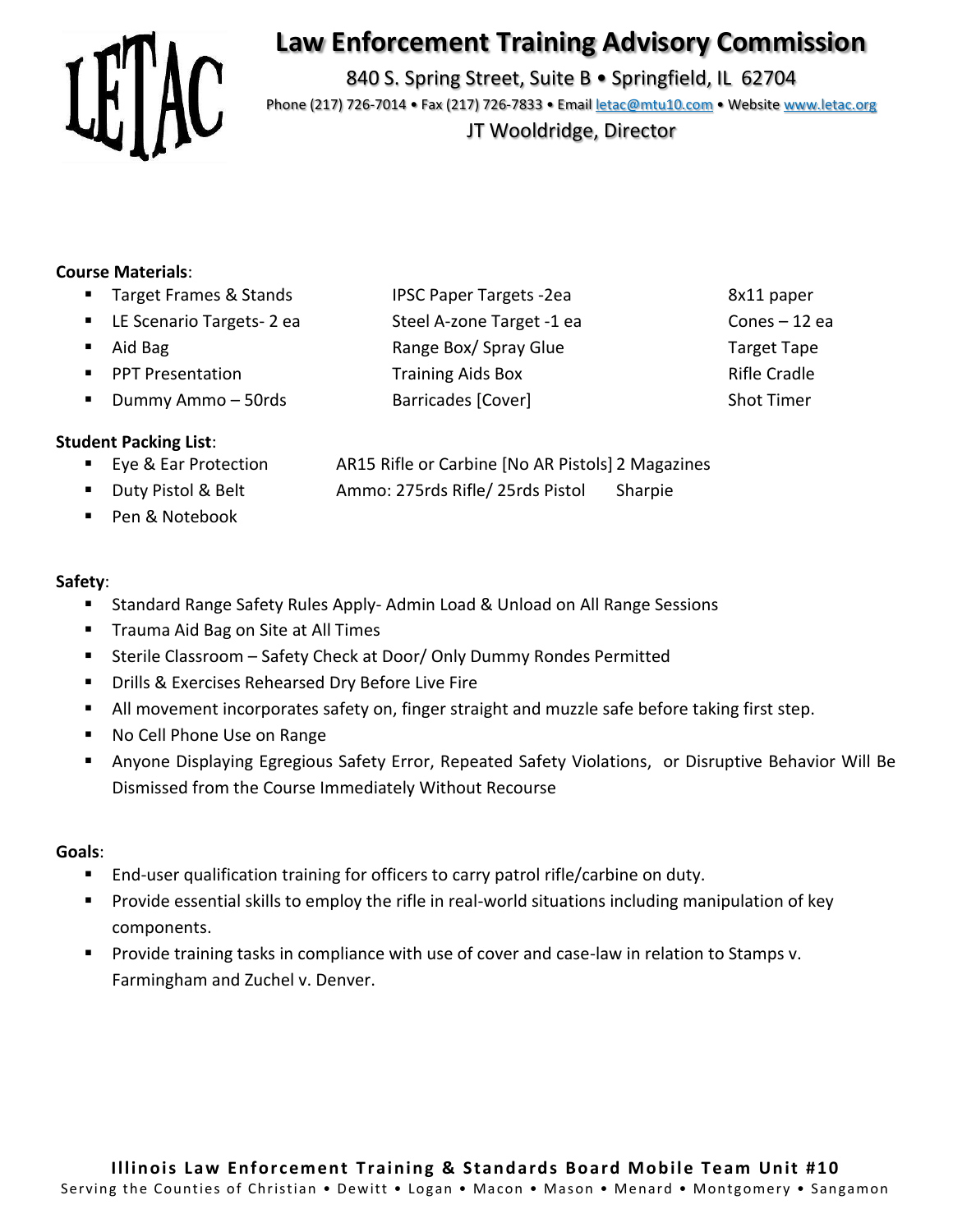# Law Enforcement Training Advisory Commission

840 S. Spring Street, Suite B • Springfield, IL 62704

Phone (217) 726-7014 • Fax (217) 726-7833 • Email letac@mtu10.com • Website www.letac.org

JT Wooldridge, Director

**Course Materials**:

- Target Frames & Stands
- LE Scenario Targets- 2 ea
- Aid Bag
- PPT Presentation
- Dummy Ammo – 50rds
- IPSC Paper Targets -2ea
- Steel A-zone Target -1 ea
- Range Box/ Spray Glue
- Training Aids Box
- Barricades [Cover]
- 8x11 paper
- Cones – 12 ea
- Target Tape
- Rifle Cradle
- Shot Timer

**Student Packing List**:

- Eye & Ear Protection
- Duty Pistol & Belt
- Pen & Notebook
- AR15 Rifle or Carbine [No AR Pistols] 2 Magazines
- Ammo: 275rds Rifle/ 25rds Pistol
- Sharpie

**Safety**:

- Standard Range Safety Rules Apply- Admin Load & Unload on All Range Sessions
- Trauma Aid Bag on Site at All Times
- Sterile Classroom – Safety Check at Door/ Only Dummy Rondes Permitted
- Drills & Exercises Rehearsed Dry Before Live Fire
- All movement incorporates safety on, finger straight and muzzle safe before taking first step.
- No Cell Phone Use on Range
- Anyone Displaying Egregious Safety Error, Repeated Safety Violations, or Disruptive Behavior Will Be Dismissed from the Course Immediately Without Recourse

**Goals**:

- End-user qualification training for officers to carry patrol rifle/carbine on duty.
- Provide essential skills to employ the rifle in real-world situations including manipulation of key components.
- Provide training tasks in compliance with use of cover and case-law in relation to Stamps v. Farmingham and Zuchel v. Denver.

**Illinois Law Enforcement Training & Standards Board Mobile Team Unit #10**

Serving the Counties of Christian • Dewitt • Logan • Macon • Mason • Menard • Montgomery • Sangamon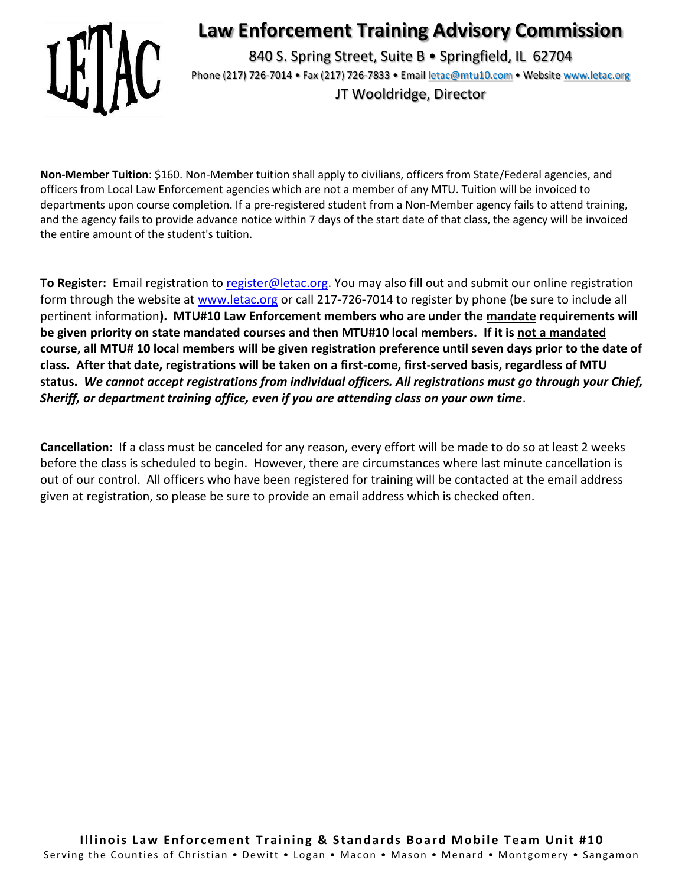# Law Enforcement Training Advisory Commission

840 S. Spring Street, Suite B • Springfield, IL 62704

Phone (217) 726-7014 • Fax (217) 726-7833 • Email letac@mtu10.com • Website www.letac.org

JT Wooldridge, Director

**Non-Member Tuition**: $160. Non-Member tuition shall apply to civilians, officers from State/Federal agencies, and officers from Local Law Enforcement agencies which are not a member of any MTU. Tuition will be invoiced to departments upon course completion. If a pre-registered student from a Non-Member agency fails to attend training, and the agency fails to provide advance notice within 7 days of the start date of that class, the agency will be invoiced the entire amount of the student's tuition.

**To Register:** Email registration to register@letac.org. You may also fill out and submit our online registration form through the website at www.letac.org or call 217-726-7014 to register by phone (be sure to include all pertinent information**). MTU#10 Law Enforcement members who are under the mandate requirements will be given priority on state mandated courses and then MTU#10 local members. If it is not a mandated course, all MTU# 10 local members will be given registration preference until seven days prior to the date of class. After that date, registrations will be taken on a first-come, first-served basis, regardless of MTU status.** ***We cannot accept registrations from individual officers. All registrations must go through your Chief, Sheriff, or department training office, even if you are attending class on your own time***.

**Cancellation**: If a class must be canceled for any reason, every effort will be made to do so at least 2 weeks before the class is scheduled to begin. However, there are circumstances where last minute cancellation is out of our control. All officers who have been registered for training will be contacted at the email address given at registration, so please be sure to provide an email address which is checked often.

**Illinois Law Enforcement Training & Standards Board Mobile Team Unit #10**

Serving the Counties of Christian • Dewitt • Logan • Macon • Mason • Menard • Montgomery • Sangamon